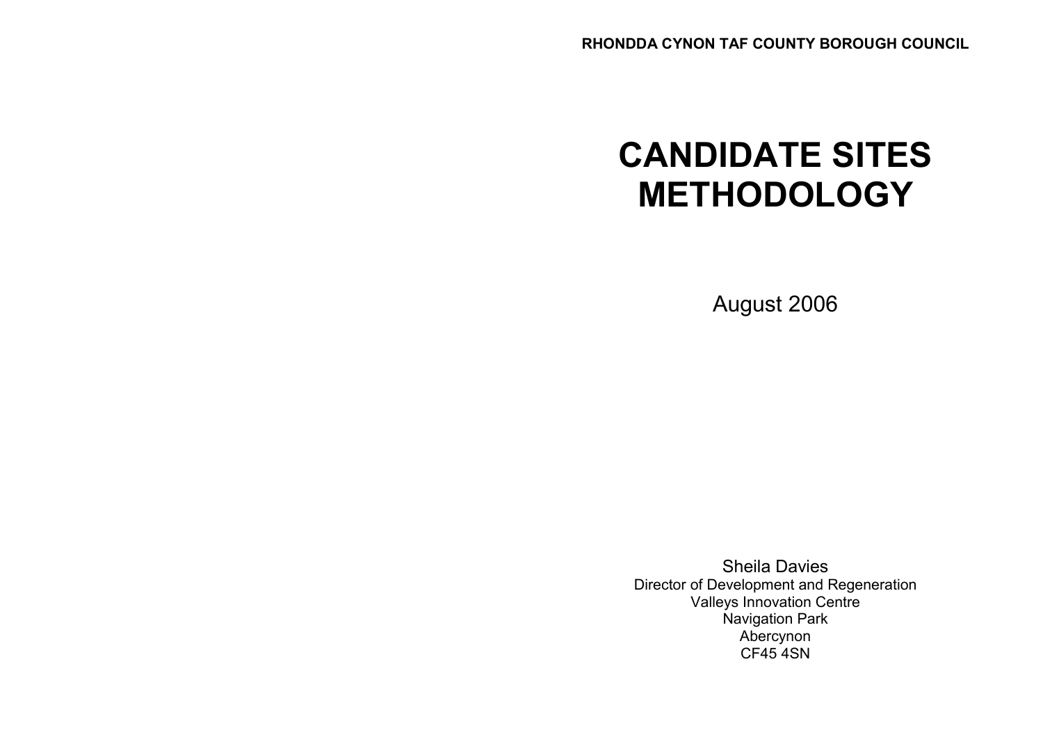**RHONDDA CYNON TAF COUNTY BOROUGH COUNCIL**

# CANDIDATE SITES METHODOLOGY

August 2006

Sheila Davies
Director of Development and Regeneration
Valleys Innovation Centre
Navigation Park
Abercynon
CF45 4SN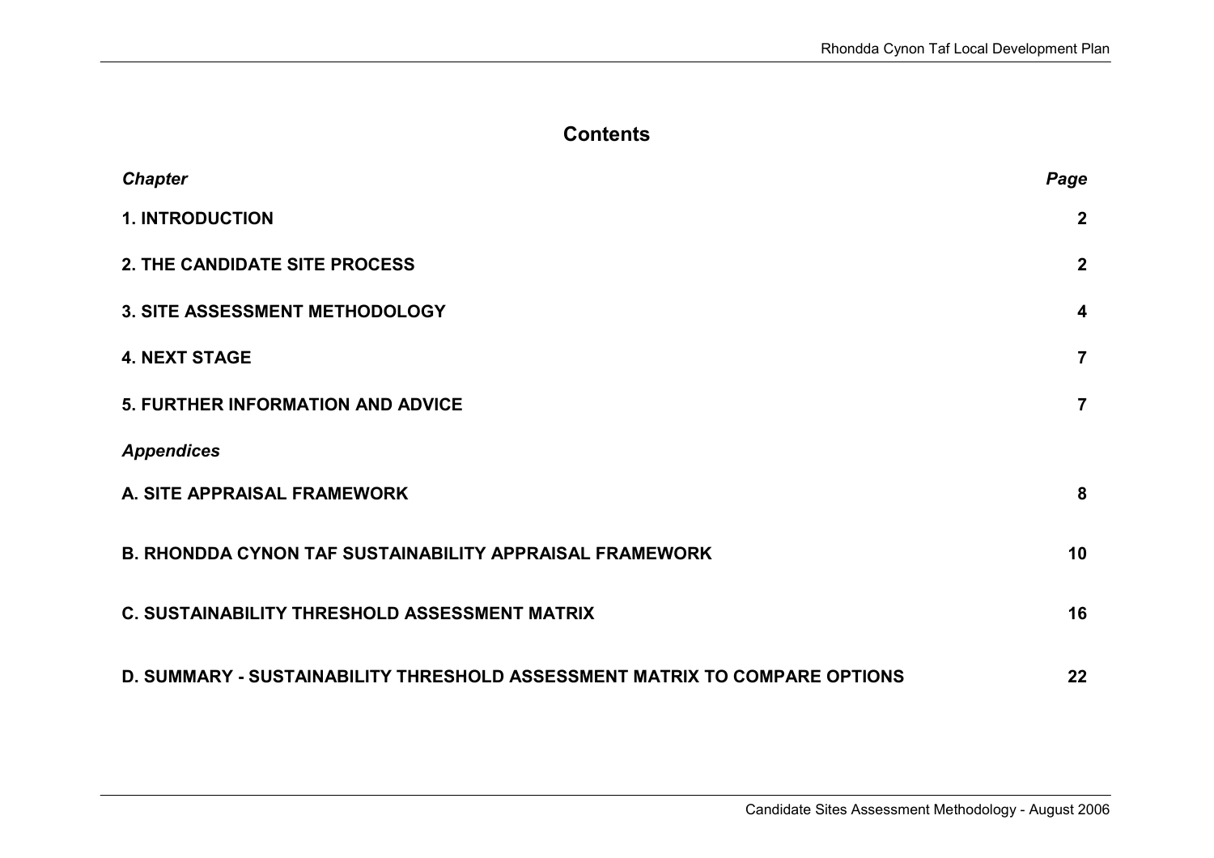## Contents

| *Chapter* | *Page* |
|---|---|
| **1. INTRODUCTION** | **2** |
| **2. THE CANDIDATE SITE PROCESS** | **2** |
| **3. SITE ASSESSMENT METHODOLOGY** | **4** |
| **4. NEXT STAGE** | **7** |
| **5. FURTHER INFORMATION AND ADVICE** | **7** |
| ***Appendices*** | |
| **A. SITE APPRAISAL FRAMEWORK** | **8** |
| **B. RHONDDA CYNON TAF SUSTAINABILITY APPRAISAL FRAMEWORK** | **10** |
| **C. SUSTAINABILITY THRESHOLD ASSESSMENT MATRIX** | **16** |
| **D. SUMMARY - SUSTAINABILITY THRESHOLD ASSESSMENT MATRIX TO COMPARE OPTIONS** | **22** |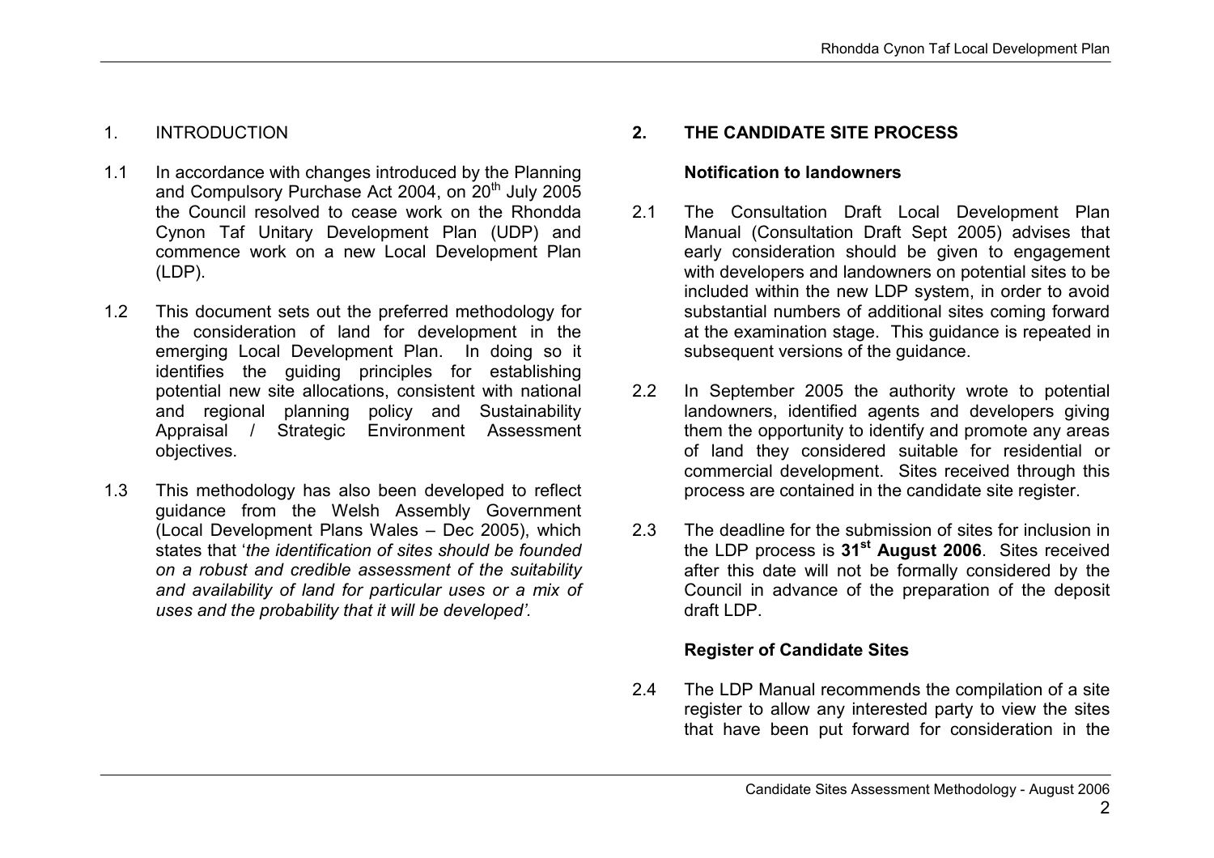## 1. INTRODUCTION

1.1 In accordance with changes introduced by the Planning and Compulsory Purchase Act 2004, on 20th July 2005 the Council resolved to cease work on the Rhondda Cynon Taf Unitary Development Plan (UDP) and commence work on a new Local Development Plan (LDP).

1.2 This document sets out the preferred methodology for the consideration of land for development in the emerging Local Development Plan. In doing so it identifies the guiding principles for establishing potential new site allocations, consistent with national and regional planning policy and Sustainability Appraisal / Strategic Environment Assessment objectives.

1.3 This methodology has also been developed to reflect guidance from the Welsh Assembly Government (Local Development Plans Wales – Dec 2005), which states that '*the identification of sites should be founded on a robust and credible assessment of the suitability and availability of land for particular uses or a mix of uses and the probability that it will be developed'.*

## 2. THE CANDIDATE SITE PROCESS

### Notification to landowners

2.1 The Consultation Draft Local Development Plan Manual (Consultation Draft Sept 2005) advises that early consideration should be given to engagement with developers and landowners on potential sites to be included within the new LDP system, in order to avoid substantial numbers of additional sites coming forward at the examination stage. This guidance is repeated in subsequent versions of the guidance.

2.2 In September 2005 the authority wrote to potential landowners, identified agents and developers giving them the opportunity to identify and promote any areas of land they considered suitable for residential or commercial development. Sites received through this process are contained in the candidate site register.

2.3 The deadline for the submission of sites for inclusion in the LDP process is **31st August 2006**. Sites received after this date will not be formally considered by the Council in advance of the preparation of the deposit draft LDP.

### Register of Candidate Sites

2.4 The LDP Manual recommends the compilation of a site register to allow any interested party to view the sites that have been put forward for consideration in the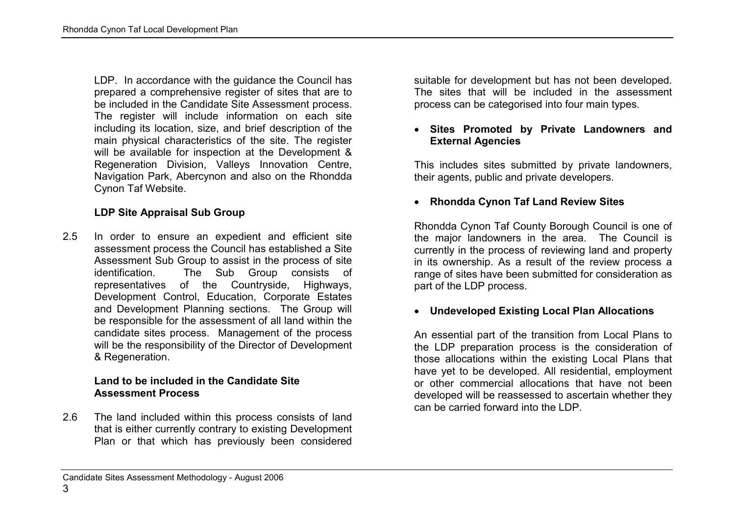LDP. In accordance with the guidance the Council has prepared a comprehensive register of sites that are to be included in the Candidate Site Assessment process. The register will include information on each site including its location, size, and brief description of the main physical characteristics of the site. The register will be available for inspection at the Development & Regeneration Division, Valleys Innovation Centre, Navigation Park, Abercynon and also on the Rhondda Cynon Taf Website.

**LDP Site Appraisal Sub Group**

2.5 In order to ensure an expedient and efficient site assessment process the Council has established a Site Assessment Sub Group to assist in the process of site identification. The Sub Group consists of representatives of the Countryside, Highways, Development Control, Education, Corporate Estates and Development Planning sections. The Group will be responsible for the assessment of all land within the candidate sites process. Management of the process will be the responsibility of the Director of Development & Regeneration.

**Land to be included in the Candidate Site Assessment Process**

2.6 The land included within this process consists of land that is either currently contrary to existing Development Plan or that which has previously been considered suitable for development but has not been developed. The sites that will be included in the assessment process can be categorised into four main types.

- **Sites Promoted by Private Landowners and External Agencies**

This includes sites submitted by private landowners, their agents, public and private developers.

- **Rhondda Cynon Taf Land Review Sites**

Rhondda Cynon Taf County Borough Council is one of the major landowners in the area. The Council is currently in the process of reviewing land and property in its ownership. As a result of the review process a range of sites have been submitted for consideration as part of the LDP process.

- **Undeveloped Existing Local Plan Allocations**

An essential part of the transition from Local Plans to the LDP preparation process is the consideration of those allocations within the existing Local Plans that have yet to be developed. All residential, employment or other commercial allocations that have not been developed will be reassessed to ascertain whether they can be carried forward into the LDP.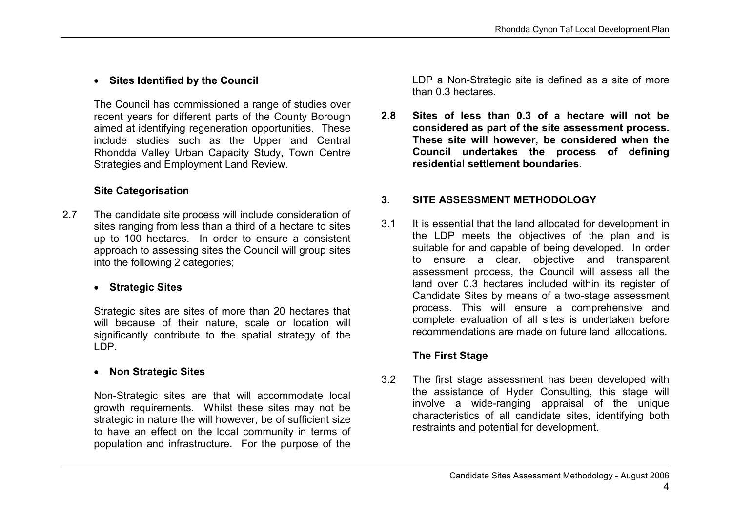- **Sites Identified by the Council**

  The Council has commissioned a range of studies over recent years for different parts of the County Borough aimed at identifying regeneration opportunities. These include studies such as the Upper and Central Rhondda Valley Urban Capacity Study, Town Centre Strategies and Employment Land Review.

**Site Categorisation**

2.7 The candidate site process will include consideration of sites ranging from less than a third of a hectare to sites up to 100 hectares. In order to ensure a consistent approach to assessing sites the Council will group sites into the following 2 categories;

- **Strategic Sites**

  Strategic sites are sites of more than 20 hectares that will because of their nature, scale or location will significantly contribute to the spatial strategy of the LDP.

- **Non Strategic Sites**

  Non-Strategic sites are that will accommodate local growth requirements. Whilst these sites may not be strategic in nature the will however, be of sufficient size to have an effect on the local community in terms of population and infrastructure. For the purpose of the LDP a Non-Strategic site is defined as a site of more than 0.3 hectares.

**2.8 Sites of less than 0.3 of a hectare will not be considered as part of the site assessment process. These site will however, be considered when the Council undertakes the process of defining residential settlement boundaries.**

## 3. SITE ASSESSMENT METHODOLOGY

3.1 It is essential that the land allocated for development in the LDP meets the objectives of the plan and is suitable for and capable of being developed. In order to ensure a clear, objective and transparent assessment process, the Council will assess all the land over 0.3 hectares included within its register of Candidate Sites by means of a two-stage assessment process. This will ensure a comprehensive and complete evaluation of all sites is undertaken before recommendations are made on future land allocations.

**The First Stage**

3.2 The first stage assessment has been developed with the assistance of Hyder Consulting, this stage will involve a wide-ranging appraisal of the unique characteristics of all candidate sites, identifying both restraints and potential for development.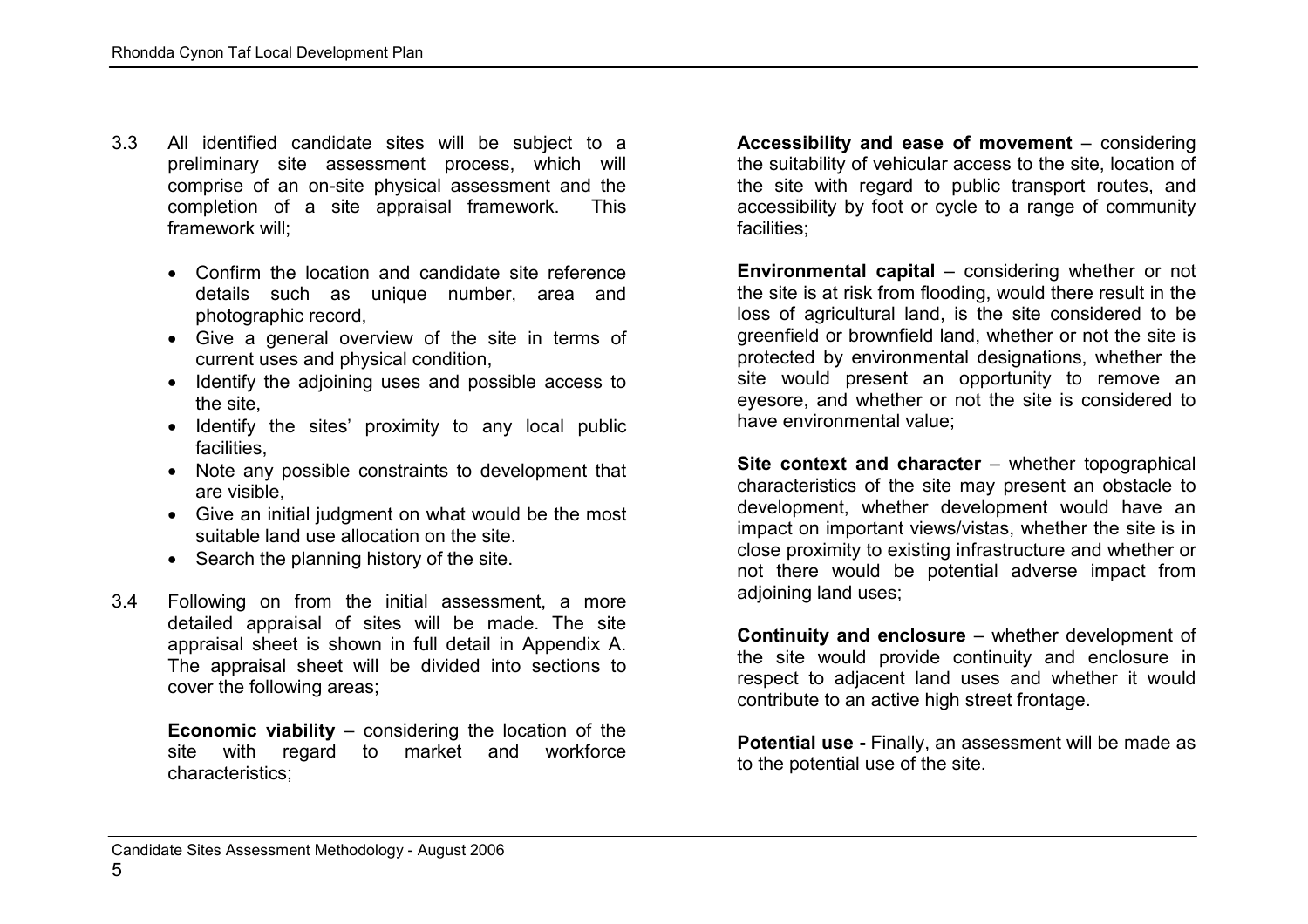3.3 All identified candidate sites will be subject to a preliminary site assessment process, which will comprise of an on-site physical assessment and the completion of a site appraisal framework. This framework will;

- Confirm the location and candidate site reference details such as unique number, area and photographic record,
- Give a general overview of the site in terms of current uses and physical condition,
- Identify the adjoining uses and possible access to the site,
- Identify the sites' proximity to any local public facilities,
- Note any possible constraints to development that are visible,
- Give an initial judgment on what would be the most suitable land use allocation on the site.
- Search the planning history of the site.

3.4 Following on from the initial assessment, a more detailed appraisal of sites will be made. The site appraisal sheet is shown in full detail in Appendix A. The appraisal sheet will be divided into sections to cover the following areas;

**Economic viability** – considering the location of the site with regard to market and workforce characteristics;

**Accessibility and ease of movement** – considering the suitability of vehicular access to the site, location of the site with regard to public transport routes, and accessibility by foot or cycle to a range of community facilities;

**Environmental capital** – considering whether or not the site is at risk from flooding, would there result in the loss of agricultural land, is the site considered to be greenfield or brownfield land, whether or not the site is protected by environmental designations, whether the site would present an opportunity to remove an eyesore, and whether or not the site is considered to have environmental value;

**Site context and character** – whether topographical characteristics of the site may present an obstacle to development, whether development would have an impact on important views/vistas, whether the site is in close proximity to existing infrastructure and whether or not there would be potential adverse impact from adjoining land uses;

**Continuity and enclosure** – whether development of the site would provide continuity and enclosure in respect to adjacent land uses and whether it would contribute to an active high street frontage.

**Potential use -** Finally, an assessment will be made as to the potential use of the site.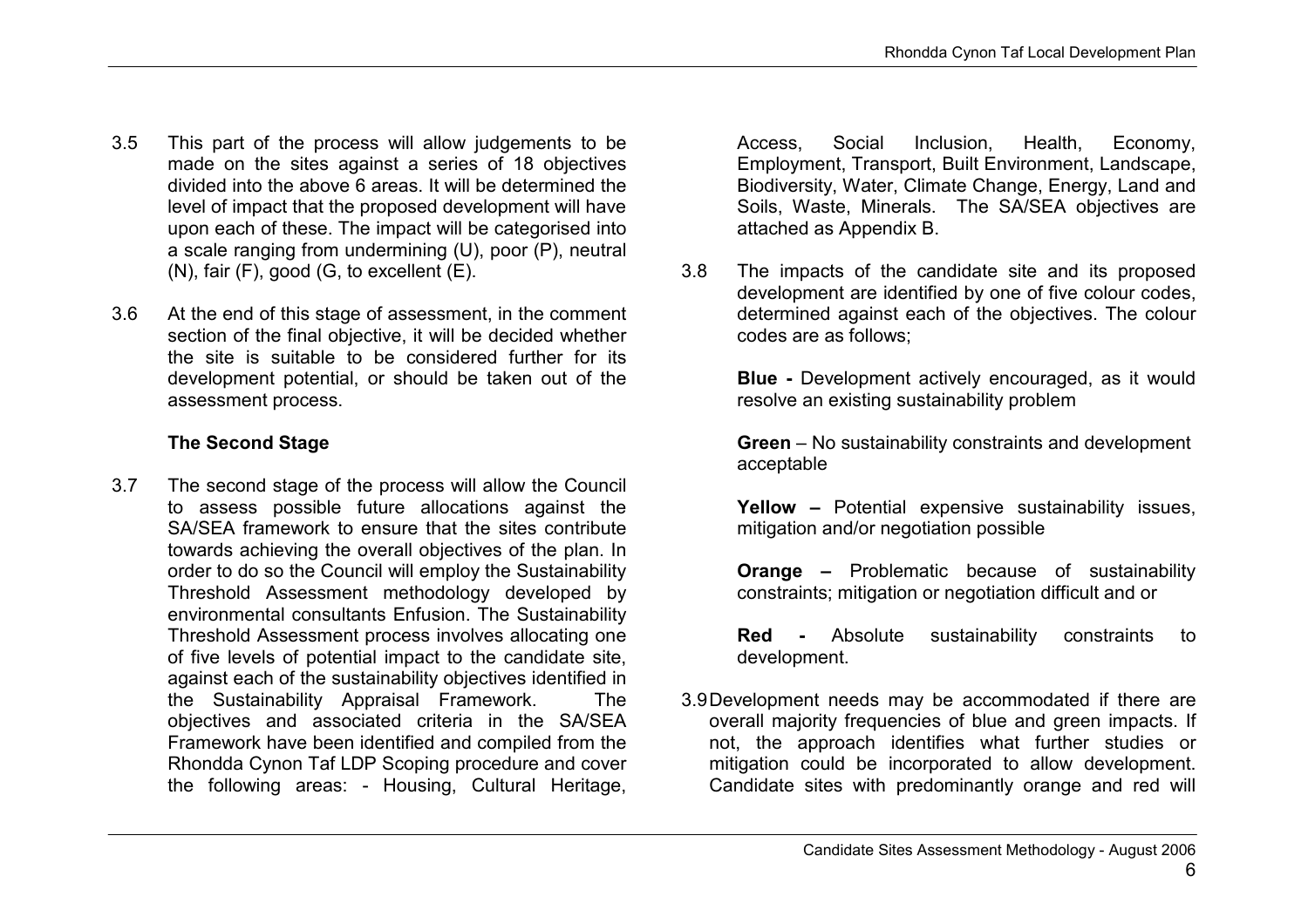3.5 This part of the process will allow judgements to be made on the sites against a series of 18 objectives divided into the above 6 areas. It will be determined the level of impact that the proposed development will have upon each of these. The impact will be categorised into a scale ranging from undermining (U), poor (P), neutral (N), fair (F), good (G, to excellent (E).

3.6 At the end of this stage of assessment, in the comment section of the final objective, it will be decided whether the site is suitable to be considered further for its development potential, or should be taken out of the assessment process.

### The Second Stage

3.7 The second stage of the process will allow the Council to assess possible future allocations against the SA/SEA framework to ensure that the sites contribute towards achieving the overall objectives of the plan. In order to do so the Council will employ the Sustainability Threshold Assessment methodology developed by environmental consultants Enfusion. The Sustainability Threshold Assessment process involves allocating one of five levels of potential impact to the candidate site, against each of the sustainability objectives identified in the Sustainability Appraisal Framework. The objectives and associated criteria in the SA/SEA Framework have been identified and compiled from the Rhondda Cynon Taf LDP Scoping procedure and cover the following areas: - Housing, Cultural Heritage, Access, Social Inclusion, Health, Economy, Employment, Transport, Built Environment, Landscape, Biodiversity, Water, Climate Change, Energy, Land and Soils, Waste, Minerals. The SA/SEA objectives are attached as Appendix B.

3.8 The impacts of the candidate site and its proposed development are identified by one of five colour codes, determined against each of the objectives. The colour codes are as follows;

**Blue -** Development actively encouraged, as it would resolve an existing sustainability problem

**Green** – No sustainability constraints and development acceptable

**Yellow –** Potential expensive sustainability issues, mitigation and/or negotiation possible

**Orange –** Problematic because of sustainability constraints; mitigation or negotiation difficult and or

**Red -** Absolute sustainability constraints to development.

3.9 Development needs may be accommodated if there are overall majority frequencies of blue and green impacts. If not, the approach identifies what further studies or mitigation could be incorporated to allow development. Candidate sites with predominantly orange and red will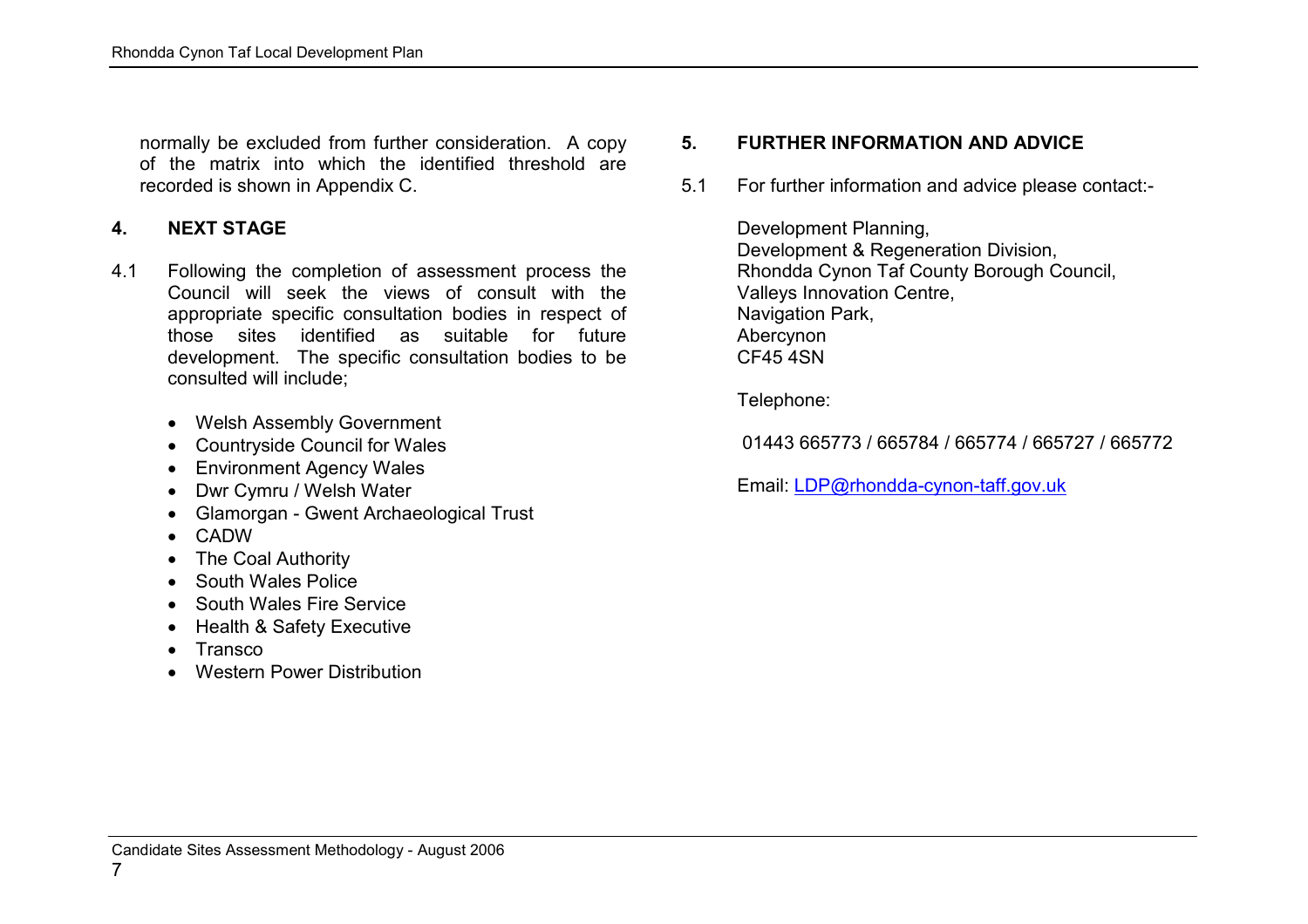normally be excluded from further consideration. A copy of the matrix into which the identified threshold are recorded is shown in Appendix C.

## 4. NEXT STAGE

4.1 Following the completion of assessment process the Council will seek the views of consult with the appropriate specific consultation bodies in respect of those sites identified as suitable for future development. The specific consultation bodies to be consulted will include;

- Welsh Assembly Government
- Countryside Council for Wales
- Environment Agency Wales
- Dwr Cymru / Welsh Water
- Glamorgan - Gwent Archaeological Trust
- CADW
- The Coal Authority
- South Wales Police
- South Wales Fire Service
- Health & Safety Executive
- Transco
- Western Power Distribution

## 5. FURTHER INFORMATION AND ADVICE

5.1 For further information and advice please contact:-

Development Planning,
Development & Regeneration Division,
Rhondda Cynon Taf County Borough Council,
Valleys Innovation Centre,
Navigation Park,
Abercynon
CF45 4SN

Telephone:

01443 665773 / 665784 / 665774 / 665727 / 665772

Email: LDP@rhondda-cynon-taff.gov.uk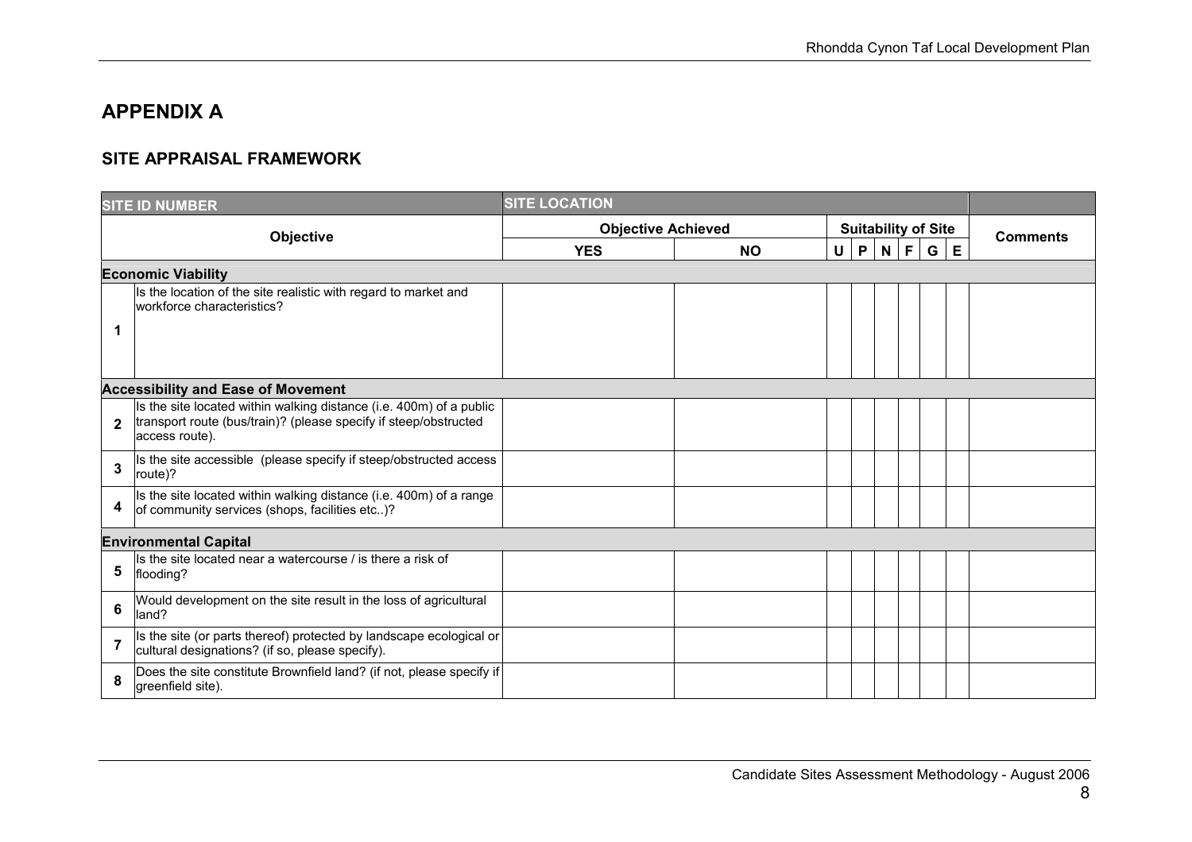## APPENDIX A

### SITE APPRAISAL FRAMEWORK

| SITE ID NUMBER | | SITE LOCATION | | | | | | | | |
|---|---|---|---|---|---|---|---|---|---|---|
| Objective | | Objective Achieved | | Suitability of Site | | | | | | Comments |
| | | YES | NO | U | P | N | F | G | E | |
| **Economic Viability** | | | | | | | | | | |
| 1 | Is the location of the site realistic with regard to market and workforce characteristics? | | | | | | | | | |
| **Accessibility and Ease of Movement** | | | | | | | | | | |
| 2 | Is the site located within walking distance (i.e. 400m) of a public transport route (bus/train)? (please specify if steep/obstructed access route). | | | | | | | | | |
| 3 | Is the site accessible (please specify if steep/obstructed access route)? | | | | | | | | | |
| 4 | Is the site located within walking distance (i.e. 400m) of a range of community services (shops, facilities etc..)? | | | | | | | | | |
| **Environmental Capital** | | | | | | | | | | |
| 5 | Is the site located near a watercourse / is there a risk of flooding? | | | | | | | | | |
| 6 | Would development on the site result in the loss of agricultural land? | | | | | | | | | |
| 7 | Is the site (or parts thereof) protected by landscape ecological or cultural designations? (if so, please specify). | | | | | | | | | |
| 8 | Does the site constitute Brownfield land? (if not, please specify if greenfield site). | | | | | | | | | |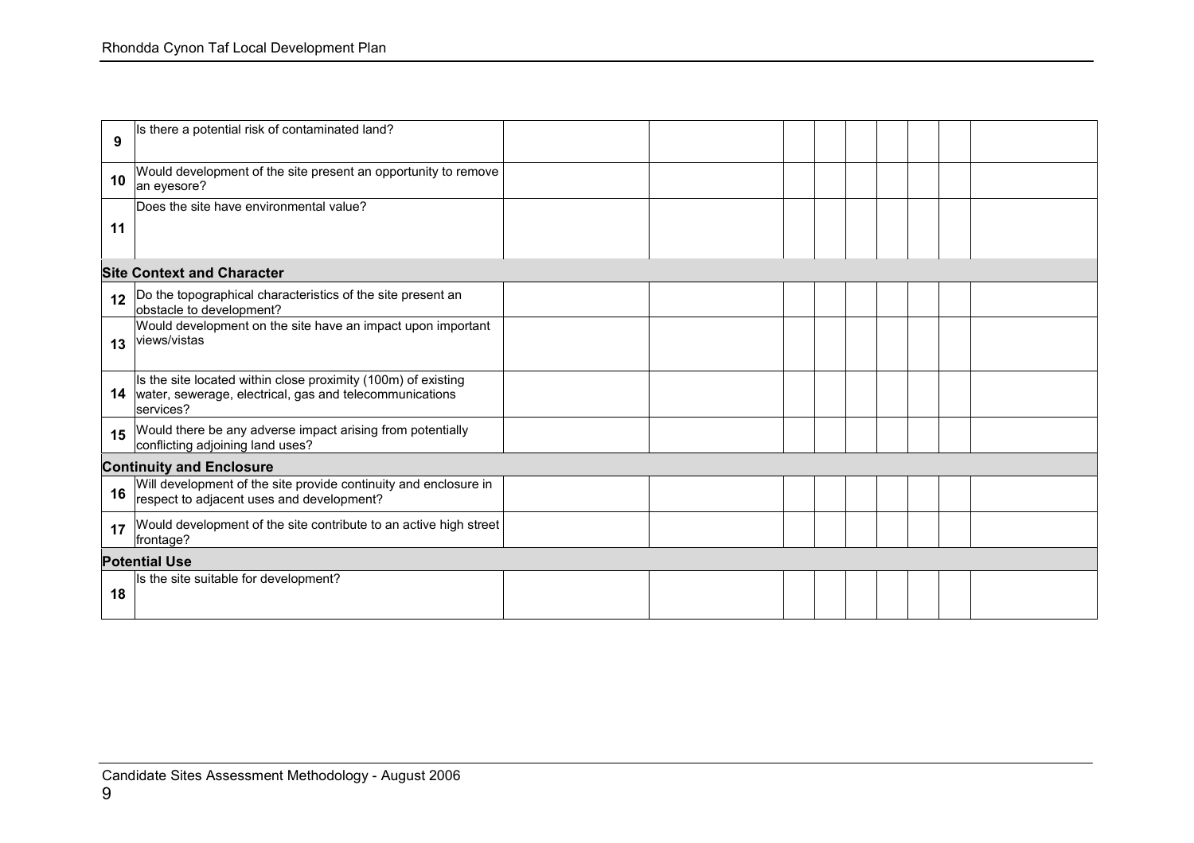| | | | | | | | | | | |
|---|---|---|---|---|---|---|---|---|---|---|
| **9** | Is there a potential risk of contaminated land? | | | | | | | | | |
| **10** | Would development of the site present an opportunity to remove an eyesore? | | | | | | | | | |
| **11** | Does the site have environmental value? | | | | | | | | | |
| | **Site Context and Character** | | | | | | | | | |
| **12** | Do the topographical characteristics of the site present an obstacle to development? | | | | | | | | | |
| **13** | Would development on the site have an impact upon important views/vistas | | | | | | | | | |
| **14** | Is the site located within close proximity (100m) of existing water, sewerage, electrical, gas and telecommunications services? | | | | | | | | | |
| **15** | Would there be any adverse impact arising from potentially conflicting adjoining land uses? | | | | | | | | | |
| | **Continuity and Enclosure** | | | | | | | | | |
| **16** | Will development of the site provide continuity and enclosure in respect to adjacent uses and development? | | | | | | | | | |
| **17** | Would development of the site contribute to an active high street frontage? | | | | | | | | | |
| | **Potential Use** | | | | | | | | | |
| **18** | Is the site suitable for development? | | | | | | | | | |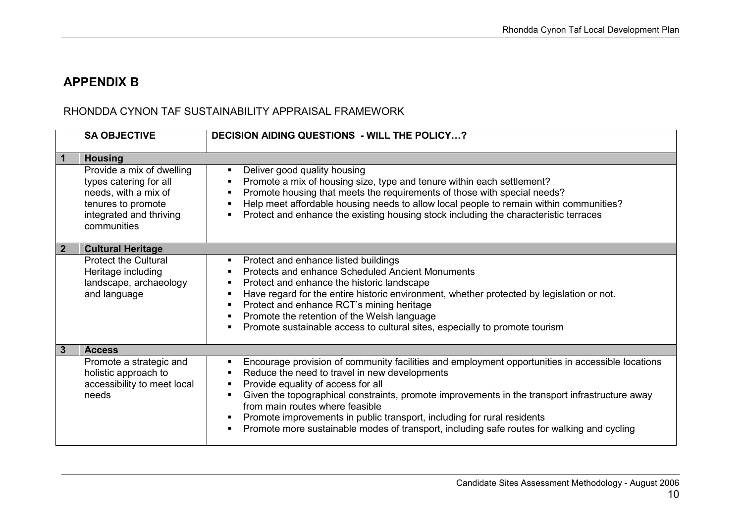## APPENDIX B

RHONDDA CYNON TAF SUSTAINABILITY APPRAISAL FRAMEWORK

| | SA OBJECTIVE | DECISION AIDING QUESTIONS - WILL THE POLICY…? |
|---|---|---|
| **1** | **Housing** | |
| | Provide a mix of dwelling types catering for all needs, with a mix of tenures to promote integrated and thriving communities | ▪ Deliver good quality housing<br>▪ Promote a mix of housing size, type and tenure within each settlement?<br>▪ Promote housing that meets the requirements of those with special needs?<br>▪ Help meet affordable housing needs to allow local people to remain within communities?<br>▪ Protect and enhance the existing housing stock including the characteristic terraces |
| **2** | **Cultural Heritage** | |
| | Protect the Cultural Heritage including landscape, archaeology and language | ▪ Protect and enhance listed buildings<br>▪ Protects and enhance Scheduled Ancient Monuments<br>▪ Protect and enhance the historic landscape<br>▪ Have regard for the entire historic environment, whether protected by legislation or not.<br>▪ Protect and enhance RCT's mining heritage<br>▪ Promote the retention of the Welsh language<br>▪ Promote sustainable access to cultural sites, especially to promote tourism |
| **3** | **Access** | |
| | Promote a strategic and holistic approach to accessibility to meet local needs | ▪ Encourage provision of community facilities and employment opportunities in accessible locations<br>▪ Reduce the need to travel in new developments<br>▪ Provide equality of access for all<br>▪ Given the topographical constraints, promote improvements in the transport infrastructure away from main routes where feasible<br>▪ Promote improvements in public transport, including for rural residents<br>▪ Promote more sustainable modes of transport, including safe routes for walking and cycling |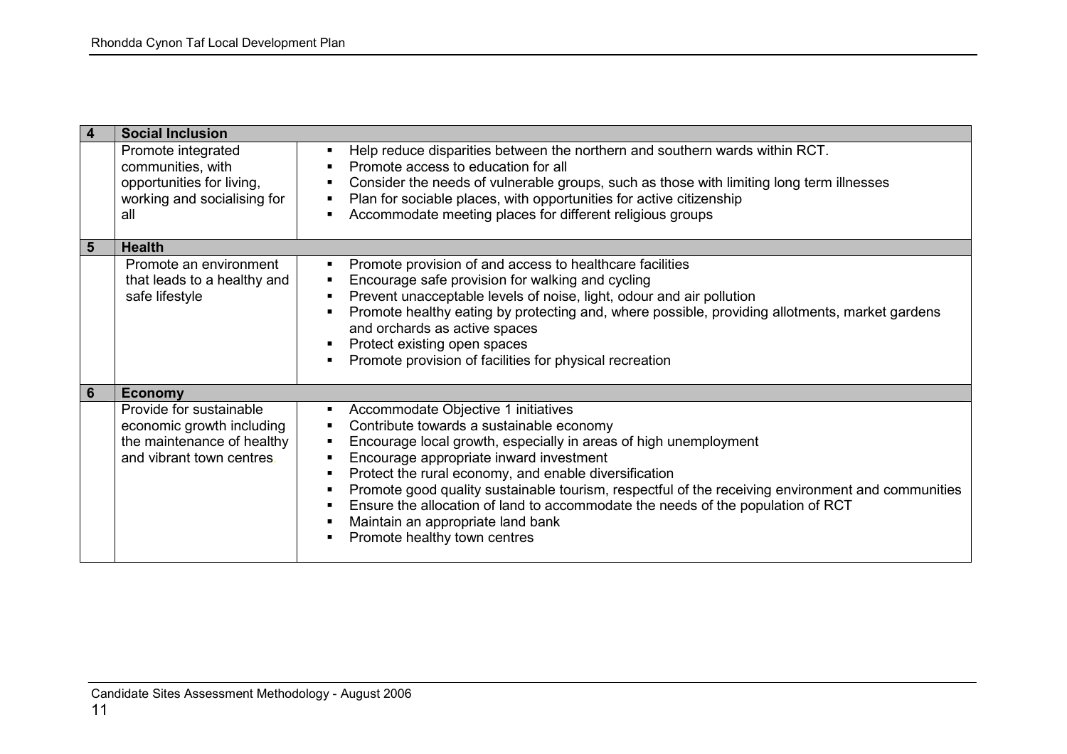| 4 | Social Inclusion | |
|---|---|---|
| | Promote integrated communities, with opportunities for living, working and socialising for all | ▪ Help reduce disparities between the northern and southern wards within RCT.<br>▪ Promote access to education for all<br>▪ Consider the needs of vulnerable groups, such as those with limiting long term illnesses<br>▪ Plan for sociable places, with opportunities for active citizenship<br>▪ Accommodate meeting places for different religious groups |
| **5** | **Health** | |
| | Promote an environment that leads to a healthy and safe lifestyle | ▪ Promote provision of and access to healthcare facilities<br>▪ Encourage safe provision for walking and cycling<br>▪ Prevent unacceptable levels of noise, light, odour and air pollution<br>▪ Promote healthy eating by protecting and, where possible, providing allotments, market gardens and orchards as active spaces<br>▪ Protect existing open spaces<br>▪ Promote provision of facilities for physical recreation |
| **6** | **Economy** | |
| | Provide for sustainable economic growth including the maintenance of healthy and vibrant town centres. | ▪ Accommodate Objective 1 initiatives<br>▪ Contribute towards a sustainable economy<br>▪ Encourage local growth, especially in areas of high unemployment<br>▪ Encourage appropriate inward investment<br>▪ Protect the rural economy, and enable diversification<br>▪ Promote good quality sustainable tourism, respectful of the receiving environment and communities<br>▪ Ensure the allocation of land to accommodate the needs of the population of RCT<br>▪ Maintain an appropriate land bank<br>▪ Promote healthy town centres |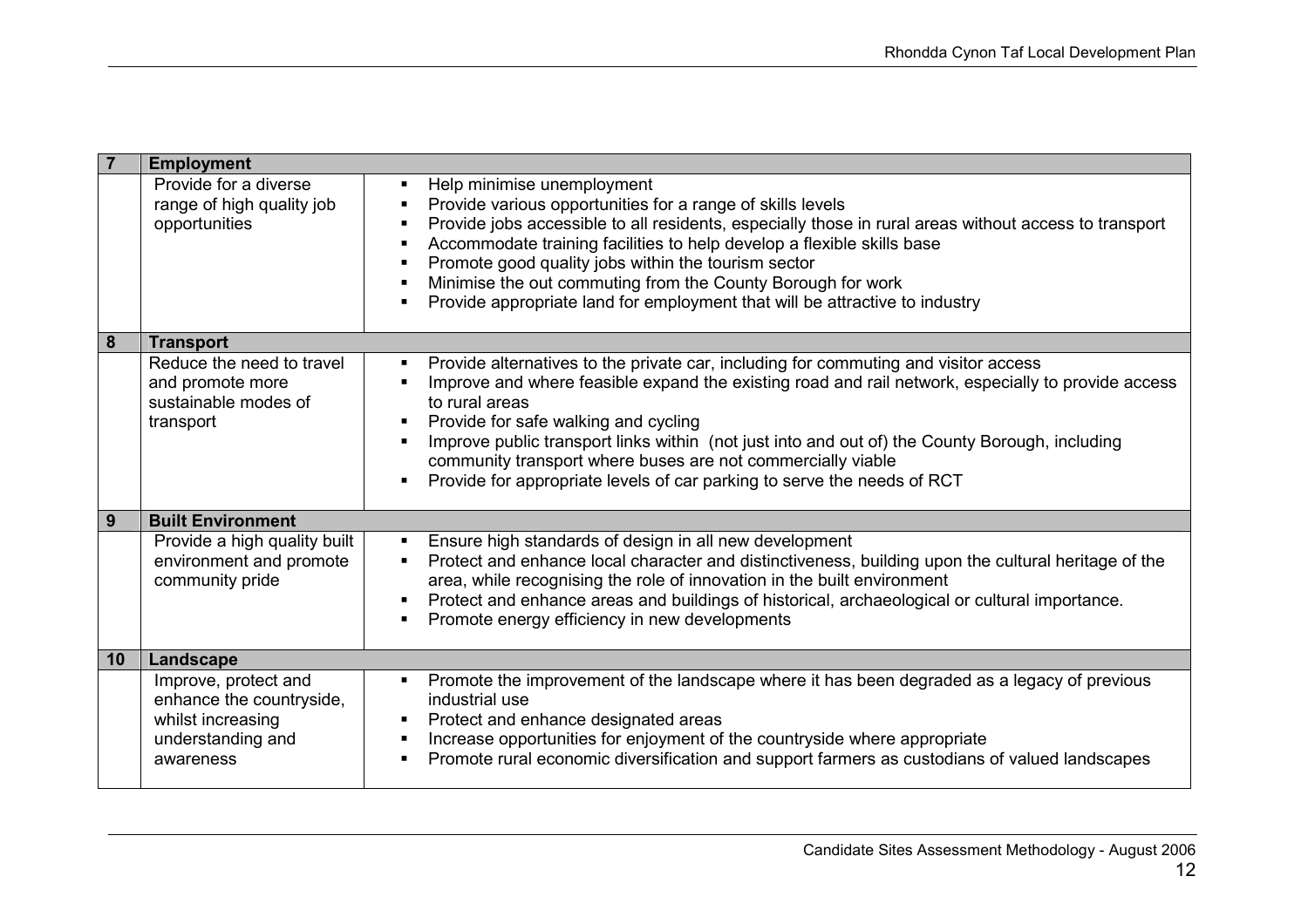| 7 | Employment | |
|---|---|---|
| | Provide for a diverse range of high quality job opportunities | ▪ Help minimise unemployment<br>▪ Provide various opportunities for a range of skills levels<br>▪ Provide jobs accessible to all residents, especially those in rural areas without access to transport<br>▪ Accommodate training facilities to help develop a flexible skills base<br>▪ Promote good quality jobs within the tourism sector<br>▪ Minimise the out commuting from the County Borough for work<br>▪ Provide appropriate land for employment that will be attractive to industry |
| **8** | **Transport** | |
| | Reduce the need to travel and promote more sustainable modes of transport | ▪ Provide alternatives to the private car, including for commuting and visitor access<br>▪ Improve and where feasible expand the existing road and rail network, especially to provide access to rural areas<br>▪ Provide for safe walking and cycling<br>▪ Improve public transport links within (not just into and out of) the County Borough, including community transport where buses are not commercially viable<br>▪ Provide for appropriate levels of car parking to serve the needs of RCT |
| **9** | **Built Environment** | |
| | Provide a high quality built environment and promote community pride | ▪ Ensure high standards of design in all new development<br>▪ Protect and enhance local character and distinctiveness, building upon the cultural heritage of the area, while recognising the role of innovation in the built environment<br>▪ Protect and enhance areas and buildings of historical, archaeological or cultural importance.<br>▪ Promote energy efficiency in new developments |
| **10** | **Landscape** | |
| | Improve, protect and enhance the countryside, whilst increasing understanding and awareness | ▪ Promote the improvement of the landscape where it has been degraded as a legacy of previous industrial use<br>▪ Protect and enhance designated areas<br>▪ Increase opportunities for enjoyment of the countryside where appropriate<br>▪ Promote rural economic diversification and support farmers as custodians of valued landscapes |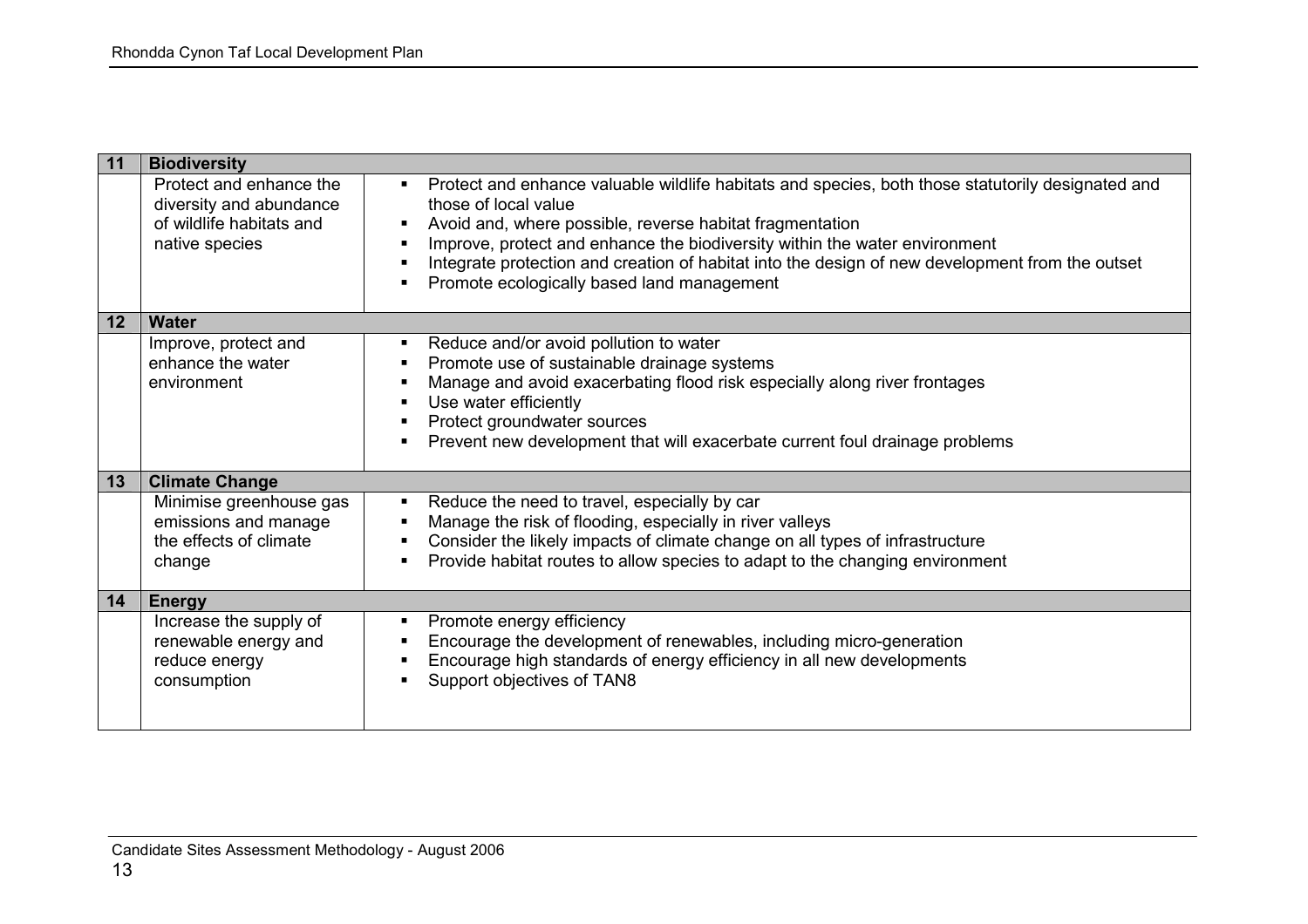| | | |
|---|---|---|
| **11** | **Biodiversity** | |
| | Protect and enhance the diversity and abundance of wildlife habitats and native species | ▪ Protect and enhance valuable wildlife habitats and species, both those statutorily designated and those of local value<br>▪ Avoid and, where possible, reverse habitat fragmentation<br>▪ Improve, protect and enhance the biodiversity within the water environment<br>▪ Integrate protection and creation of habitat into the design of new development from the outset<br>▪ Promote ecologically based land management |
| **12** | **Water** | |
| | Improve, protect and enhance the water environment | ▪ Reduce and/or avoid pollution to water<br>▪ Promote use of sustainable drainage systems<br>▪ Manage and avoid exacerbating flood risk especially along river frontages<br>▪ Use water efficiently<br>▪ Protect groundwater sources<br>▪ Prevent new development that will exacerbate current foul drainage problems |
| **13** | **Climate Change** | |
| | Minimise greenhouse gas emissions and manage the effects of climate change | ▪ Reduce the need to travel, especially by car<br>▪ Manage the risk of flooding, especially in river valleys<br>▪ Consider the likely impacts of climate change on all types of infrastructure<br>▪ Provide habitat routes to allow species to adapt to the changing environment |
| **14** | **Energy** | |
| | Increase the supply of renewable energy and reduce energy consumption | ▪ Promote energy efficiency<br>▪ Encourage the development of renewables, including micro-generation<br>▪ Encourage high standards of energy efficiency in all new developments<br>▪ Support objectives of TAN8 |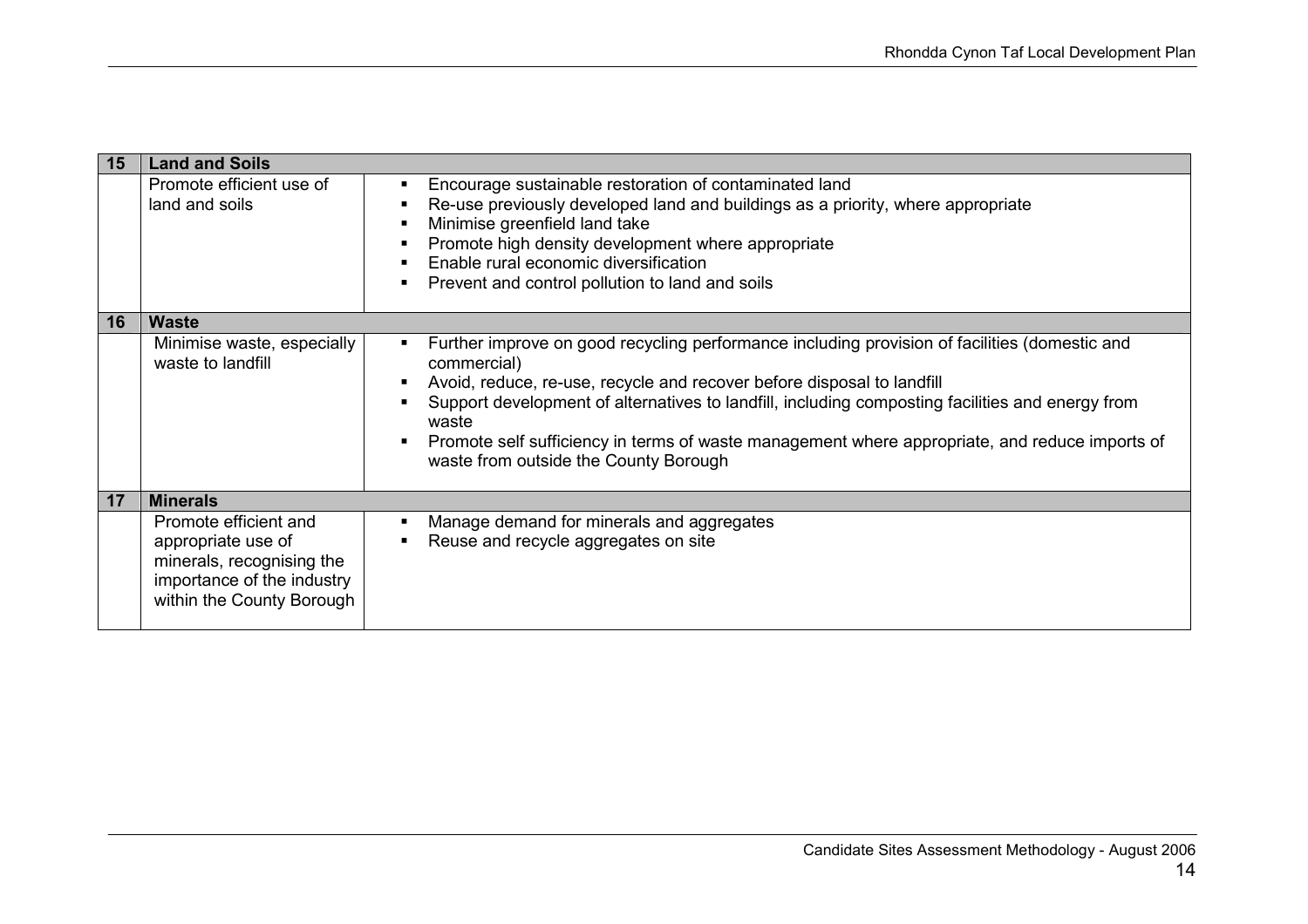| 15 | Land and Soils | |
|---|---|---|
| | Promote efficient use of land and soils | ▪ Encourage sustainable restoration of contaminated land<br>▪ Re-use previously developed land and buildings as a priority, where appropriate<br>▪ Minimise greenfield land take<br>▪ Promote high density development where appropriate<br>▪ Enable rural economic diversification<br>▪ Prevent and control pollution to land and soils |
| **16** | **Waste** | |
| | Minimise waste, especially waste to landfill | ▪ Further improve on good recycling performance including provision of facilities (domestic and commercial)<br>▪ Avoid, reduce, re-use, recycle and recover before disposal to landfill<br>▪ Support development of alternatives to landfill, including composting facilities and energy from waste<br>▪ Promote self sufficiency in terms of waste management where appropriate, and reduce imports of waste from outside the County Borough |
| **17** | **Minerals** | |
| | Promote efficient and appropriate use of minerals, recognising the importance of the industry within the County Borough | ▪ Manage demand for minerals and aggregates<br>▪ Reuse and recycle aggregates on site |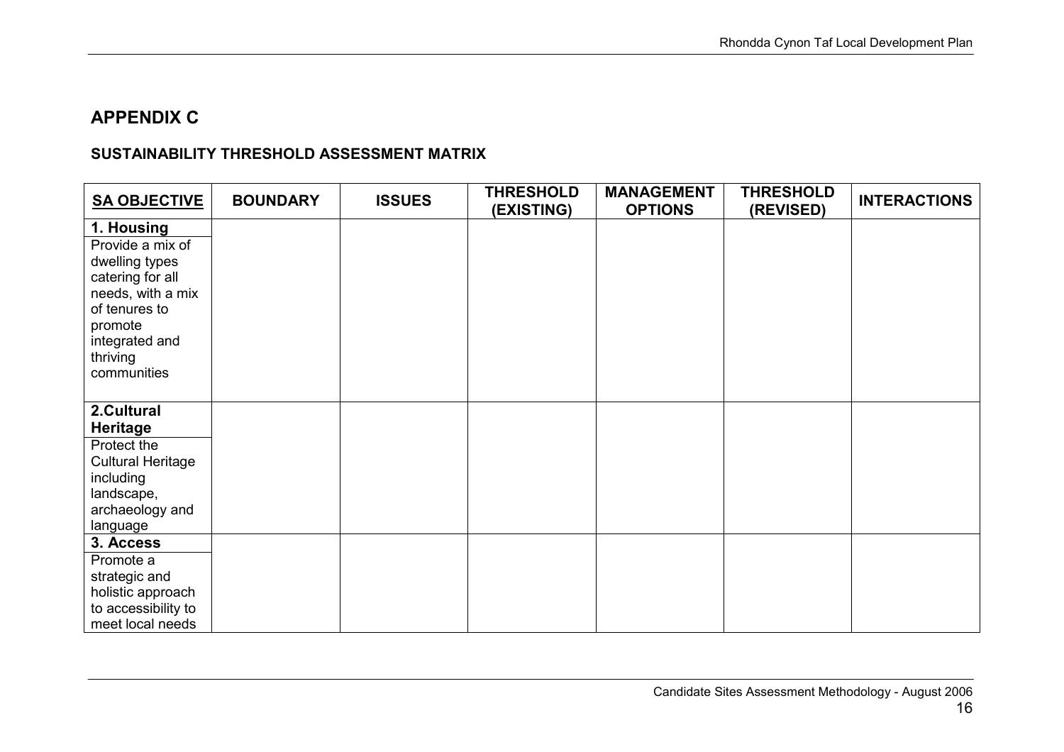# APPENDIX C

## SUSTAINABILITY THRESHOLD ASSESSMENT MATRIX

| SA OBJECTIVE | BOUNDARY | ISSUES | THRESHOLD (EXISTING) | MANAGEMENT OPTIONS | THRESHOLD (REVISED) | INTERACTIONS |
|---|---|---|---|---|---|---|
| **1. Housing**<br>Provide a mix of dwelling types catering for all needs, with a mix of tenures to promote integrated and thriving communities | | | | | | |
| **2.Cultural Heritage**<br>Protect the Cultural Heritage including landscape, archaeology and language | | | | | | |
| **3. Access**<br>Promote a strategic and holistic approach to accessibility to meet local needs | | | | | | |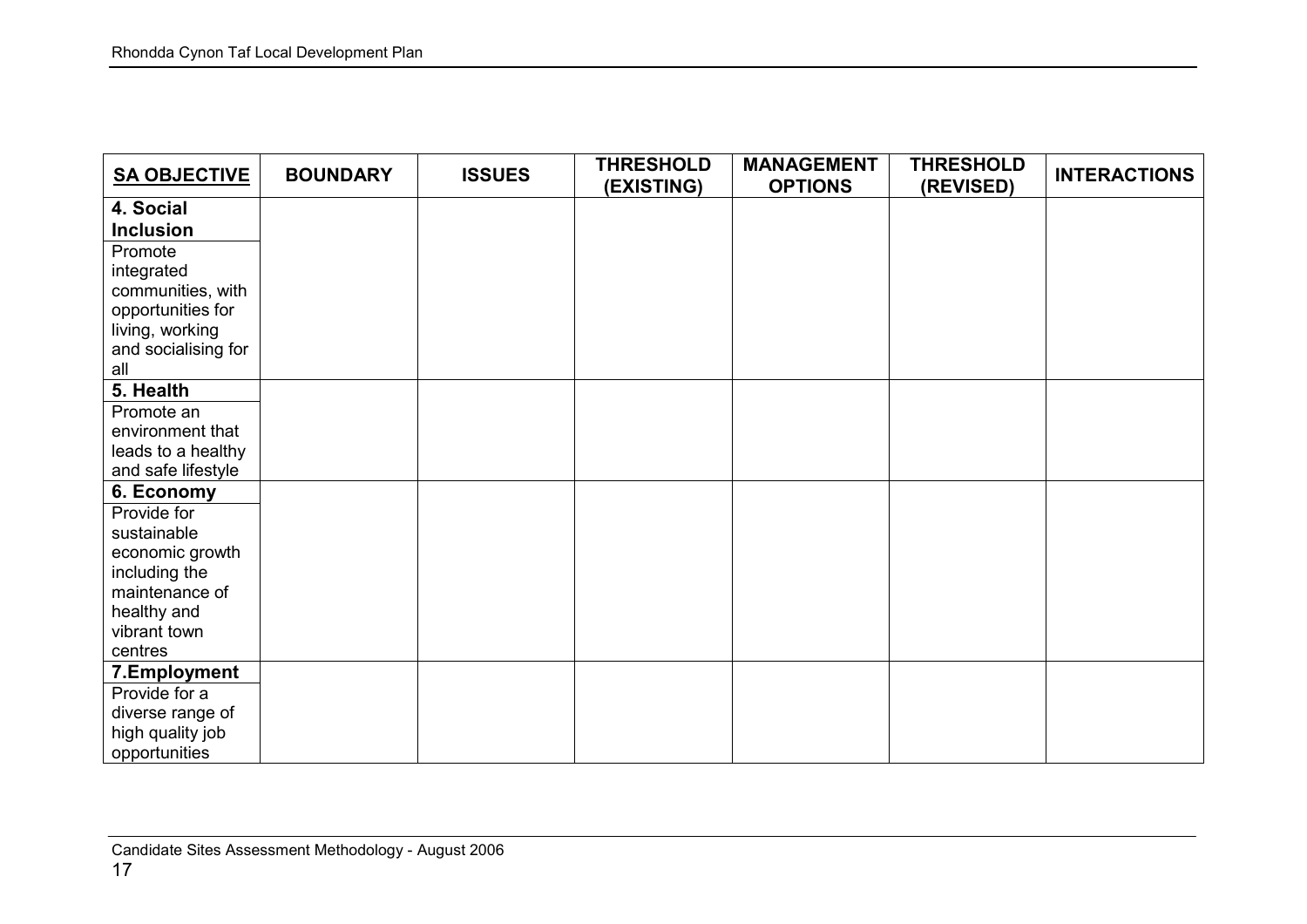| SA OBJECTIVE | BOUNDARY | ISSUES | THRESHOLD (EXISTING) | MANAGEMENT OPTIONS | THRESHOLD (REVISED) | INTERACTIONS |
|---|---|---|---|---|---|---|
| **4. Social Inclusion**<br>Promote integrated communities, with opportunities for living, working and socialising for all | | | | | | |
| **5. Health**<br>Promote an environment that leads to a healthy and safe lifestyle | | | | | | |
| **6. Economy**<br>Provide for sustainable economic growth including the maintenance of healthy and vibrant town centres | | | | | | |
| **7.Employment**<br>Provide for a diverse range of high quality job opportunities | | | | | | |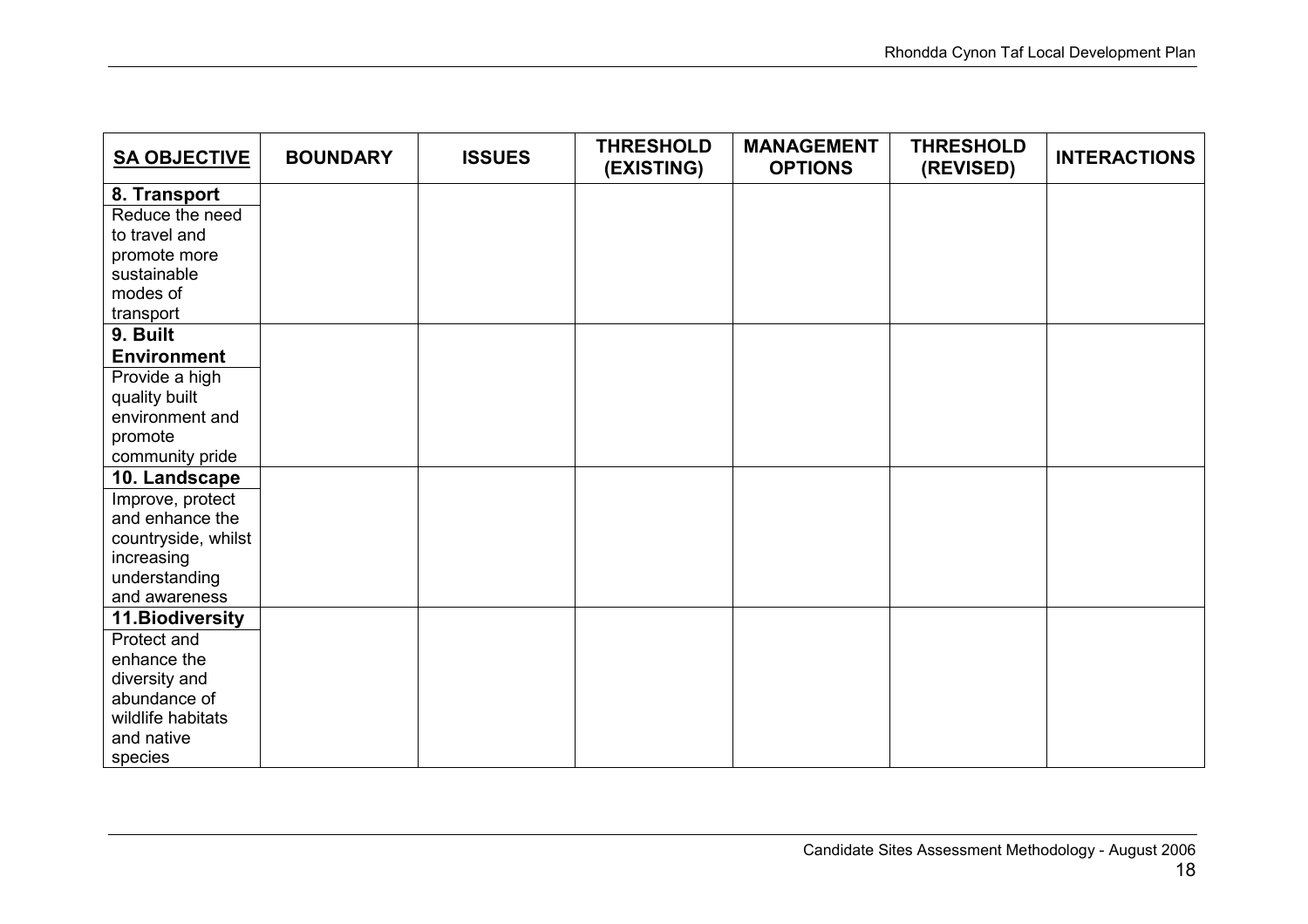| SA OBJECTIVE | BOUNDARY | ISSUES | THRESHOLD (EXISTING) | MANAGEMENT OPTIONS | THRESHOLD (REVISED) | INTERACTIONS |
|---|---|---|---|---|---|---|
| **8. Transport** Reduce the need to travel and promote more sustainable modes of transport | | | | | | |
| **9. Built Environment** Provide a high quality built environment and promote community pride | | | | | | |
| **10. Landscape** Improve, protect and enhance the countryside, whilst increasing understanding and awareness | | | | | | |
| **11.Biodiversity** Protect and enhance the diversity and abundance of wildlife habitats and native species | | | | | | |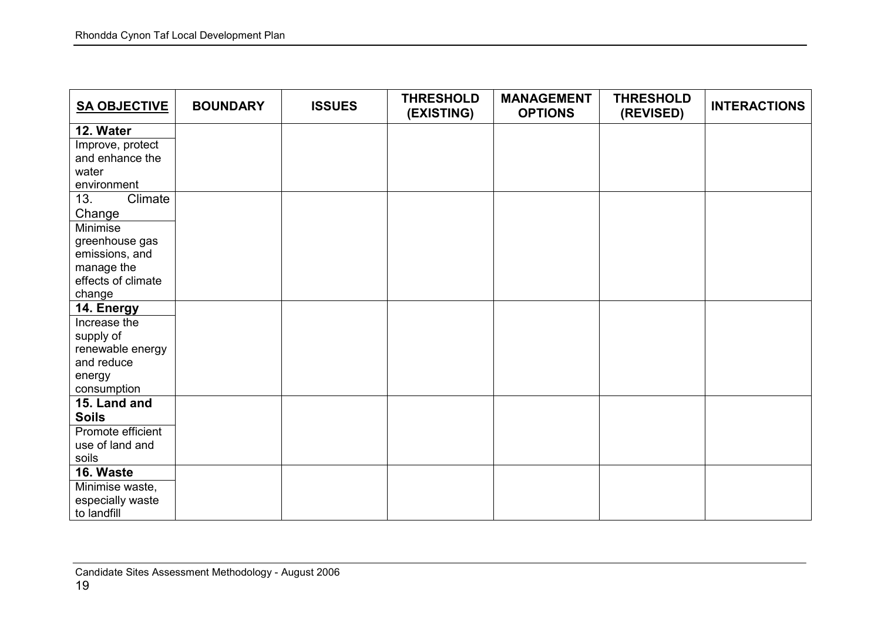| SA OBJECTIVE | BOUNDARY | ISSUES | THRESHOLD (EXISTING) | MANAGEMENT OPTIONS | THRESHOLD (REVISED) | INTERACTIONS |
|---|---|---|---|---|---|---|
| **12. Water** Improve, protect and enhance the water environment | | | | | | |
| 13. Climate Change Minimise greenhouse gas emissions, and manage the effects of climate change | | | | | | |
| **14. Energy** Increase the supply of renewable energy and reduce energy consumption | | | | | | |
| **15. Land and Soils** Promote efficient use of land and soils | | | | | | |
| **16. Waste** Minimise waste, especially waste to landfill | | | | | | |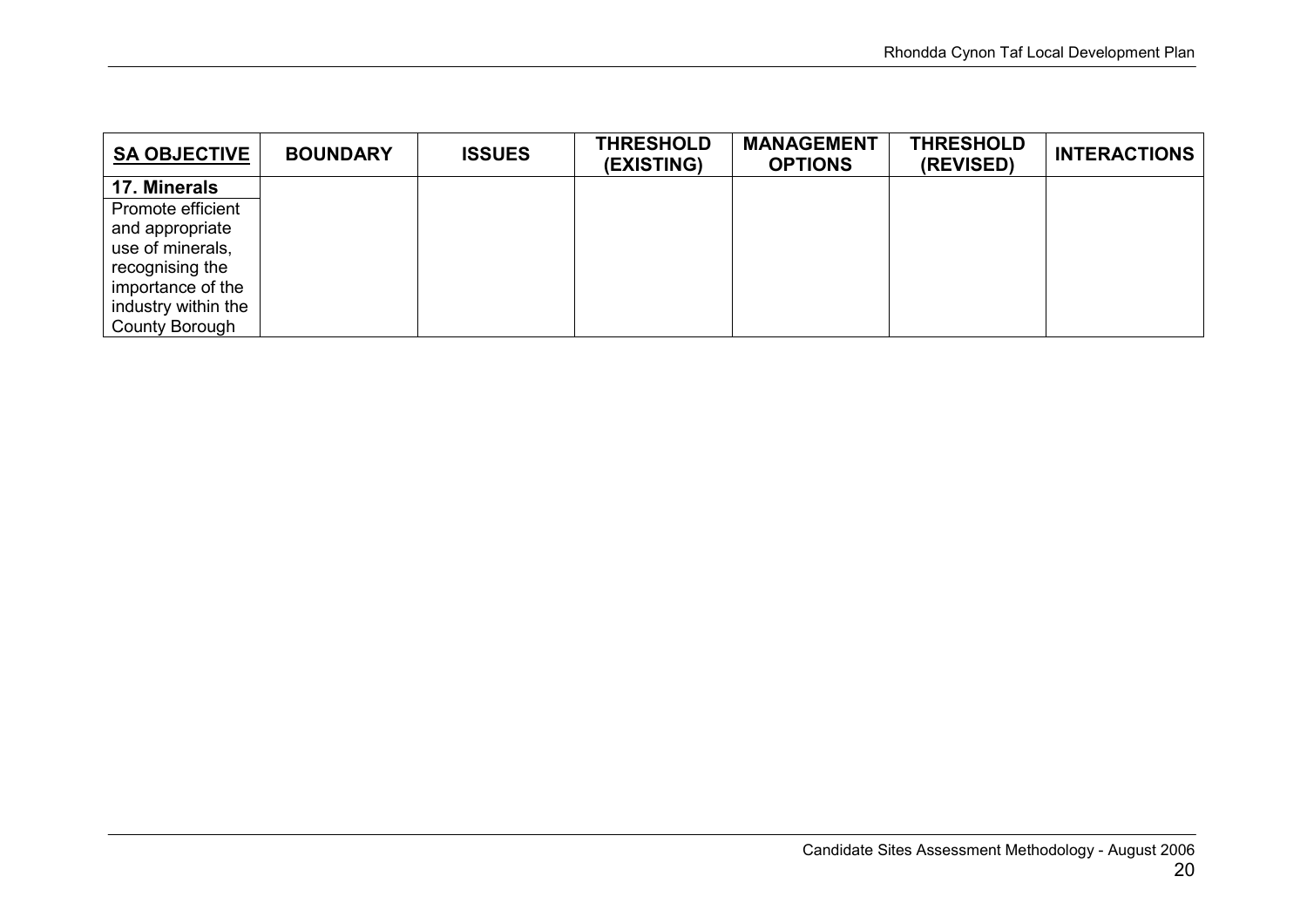| SA OBJECTIVE | BOUNDARY | ISSUES | THRESHOLD (EXISTING) | MANAGEMENT OPTIONS | THRESHOLD (REVISED) | INTERACTIONS |
|---|---|---|---|---|---|---|
| **17. Minerals** Promote efficient and appropriate use of minerals, recognising the importance of the industry within the County Borough | | | | | | |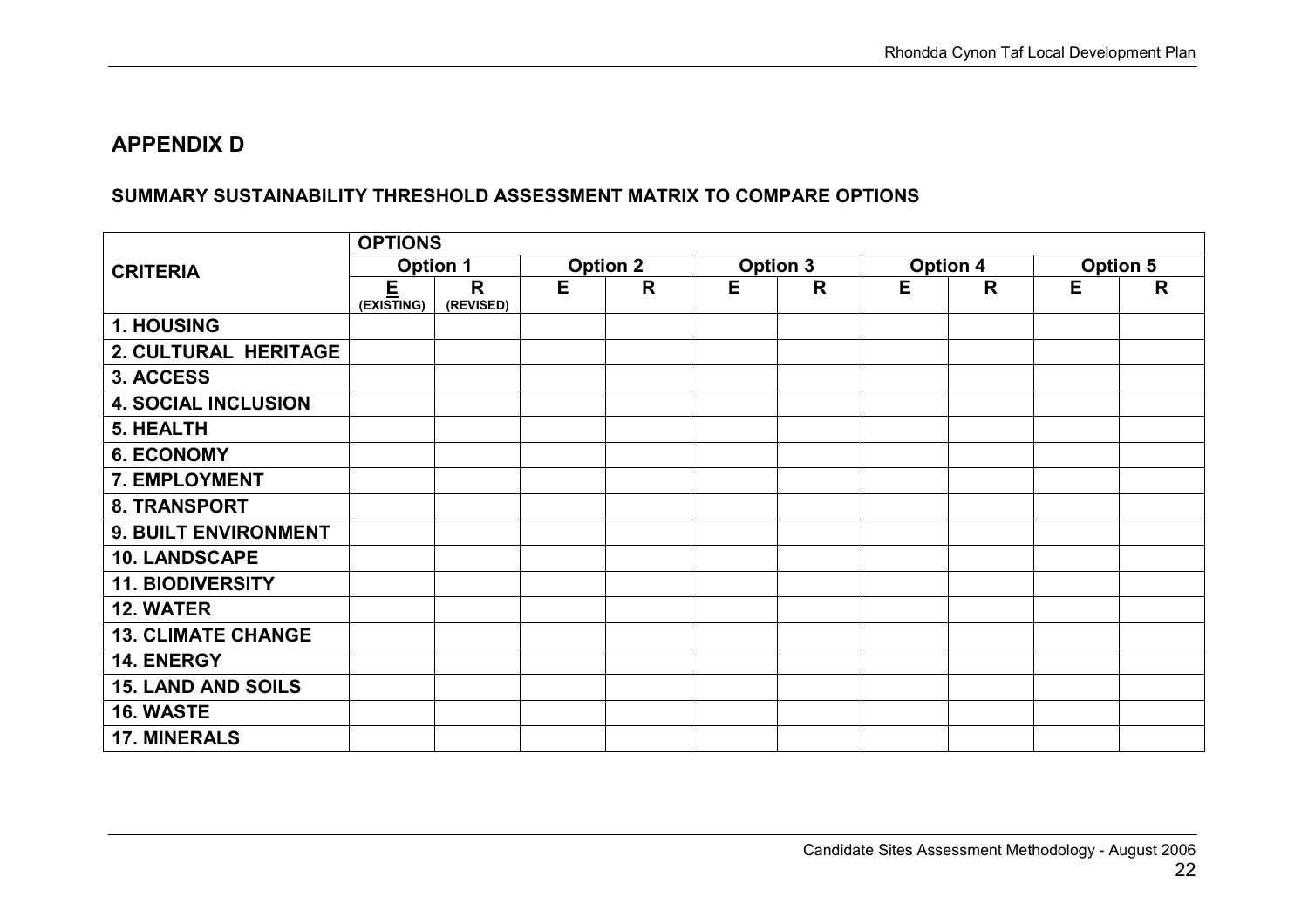# APPENDIX D

## SUMMARY SUSTAINABILITY THRESHOLD ASSESSMENT MATRIX TO COMPARE OPTIONS

| CRITERIA | OPTIONS | | | | | | | | | |
|---|---|---|---|---|---|---|---|---|---|---|
| | Option 1 | | Option 2 | | Option 3 | | Option 4 | | Option 5 | |
| | E (EXISTING) | R (REVISED) | E | R | E | R | E | R | E | R |
| 1. HOUSING | | | | | | | | | | |
| 2. CULTURAL HERITAGE | | | | | | | | | | |
| 3. ACCESS | | | | | | | | | | |
| 4. SOCIAL INCLUSION | | | | | | | | | | |
| 5. HEALTH | | | | | | | | | | |
| 6. ECONOMY | | | | | | | | | | |
| 7. EMPLOYMENT | | | | | | | | | | |
| 8. TRANSPORT | | | | | | | | | | |
| 9. BUILT ENVIRONMENT | | | | | | | | | | |
| 10. LANDSCAPE | | | | | | | | | | |
| 11. BIODIVERSITY | | | | | | | | | | |
| 12. WATER | | | | | | | | | | |
| 13. CLIMATE CHANGE | | | | | | | | | | |
| 14. ENERGY | | | | | | | | | | |
| 15. LAND AND SOILS | | | | | | | | | | |
| 16. WASTE | | | | | | | | | | |
| 17. MINERALS | | | | | | | | | | |